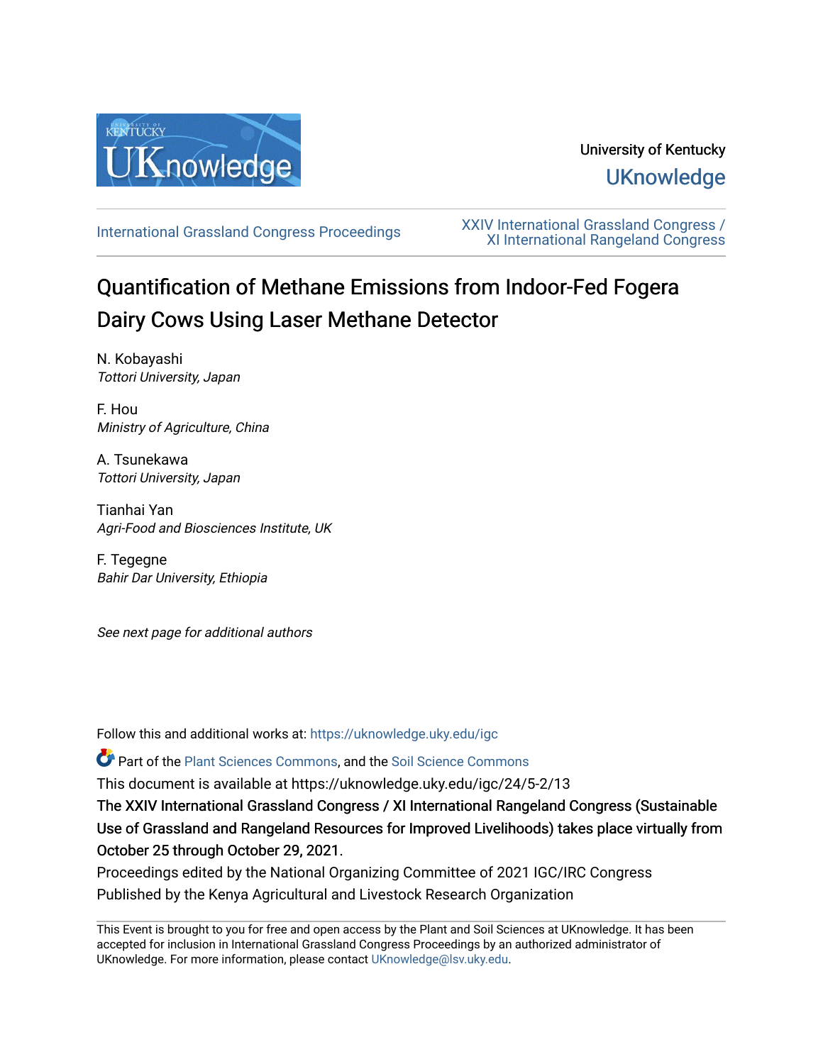University of Kentucky

UKnowledge

International Grassland Congress Proceedings

XXIV International Grassland Congress / XI International Rangeland Congress

# Quantification of Methane Emissions from Indoor-Fed Fogera Dairy Cows Using Laser Methane Detector

N. Kobayashi
*Tottori University, Japan*

F. Hou
*Ministry of Agriculture, China*

A. Tsunekawa
*Tottori University, Japan*

Tianhai Yan
*Agri-Food and Biosciences Institute, UK*

F. Tegegne
*Bahir Dar University, Ethiopia*

*See next page for additional authors*

Follow this and additional works at: https://uknowledge.uky.edu/igc

Part of the Plant Sciences Commons, and the Soil Science Commons

This document is available at https://uknowledge.uky.edu/igc/24/5-2/13

The XXIV International Grassland Congress / XI International Rangeland Congress (Sustainable Use of Grassland and Rangeland Resources for Improved Livelihoods) takes place virtually from October 25 through October 29, 2021.

Proceedings edited by the National Organizing Committee of 2021 IGC/IRC Congress

Published by the Kenya Agricultural and Livestock Research Organization

This Event is brought to you for free and open access by the Plant and Soil Sciences at UKnowledge. It has been accepted for inclusion in International Grassland Congress Proceedings by an authorized administrator of UKnowledge. For more information, please contact UKnowledge@lsv.uky.edu.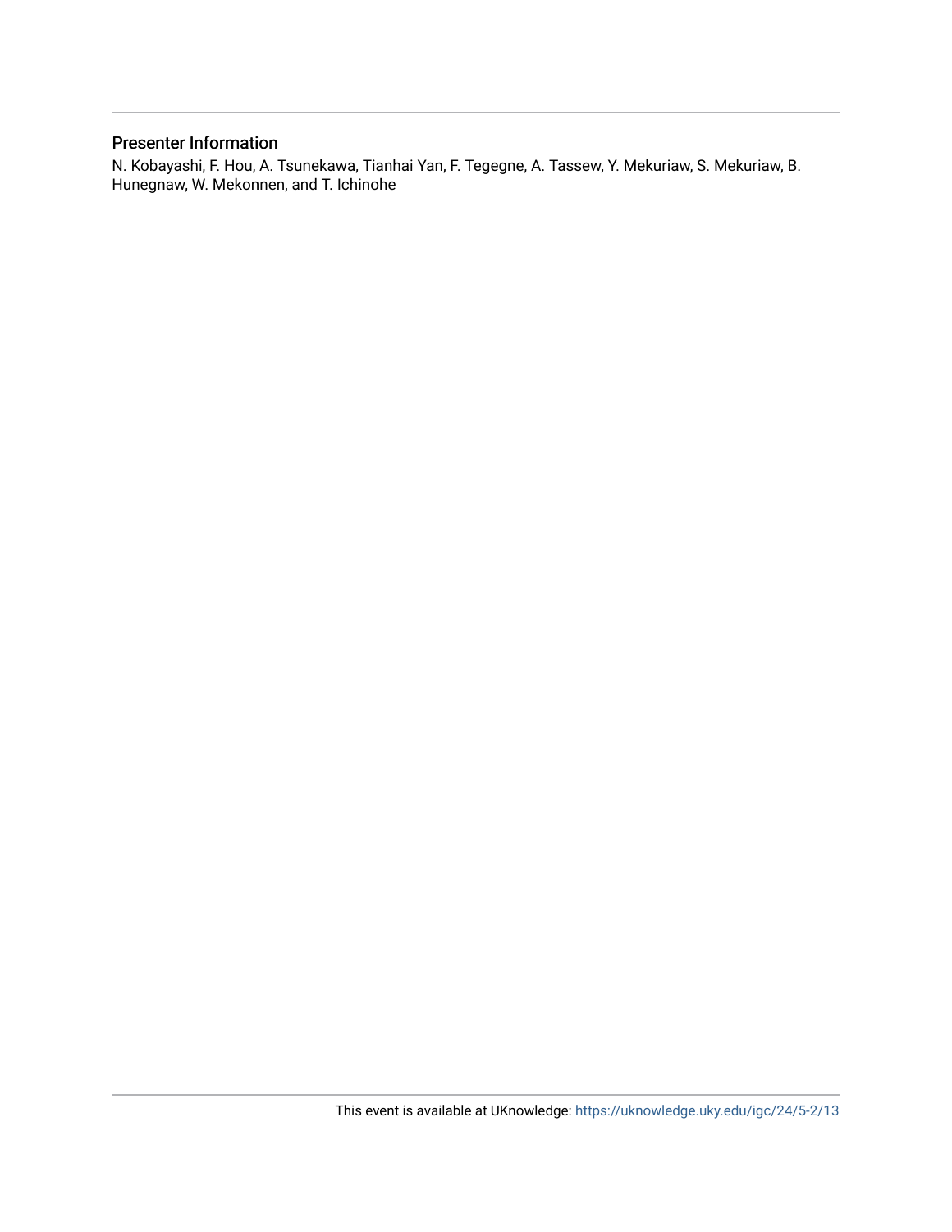## Presenter Information

N. Kobayashi, F. Hou, A. Tsunekawa, Tianhai Yan, F. Tegegne, A. Tassew, Y. Mekuriaw, S. Mekuriaw, B. Hunegnaw, W. Mekonnen, and T. Ichinohe

This event is available at UKnowledge: https://uknowledge.uky.edu/igc/24/5-2/13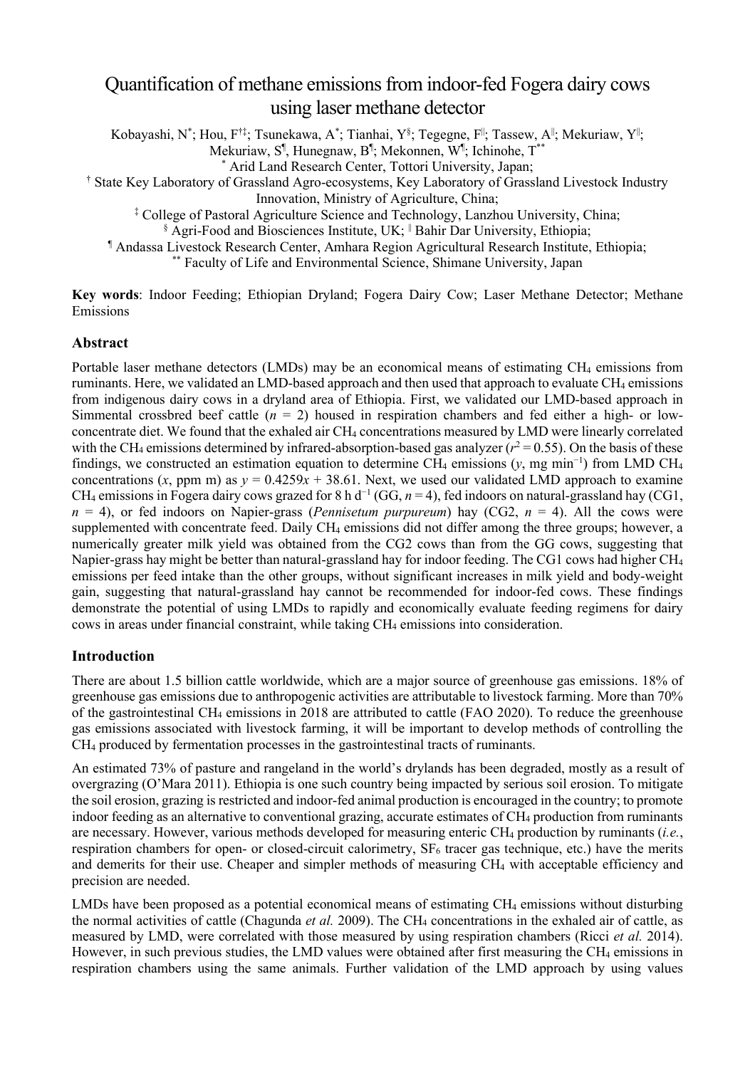# Quantification of methane emissions from indoor-fed Fogera dairy cows using laser methane detector

Kobayashi, N[*]; Hou, F[†‡]; Tsunekawa, A[*]; Tianhai, Y[§]; Tegegne, F[‖]; Tassew, A[‖]; Mekuriaw, Y[‖]; Mekuriaw, S[¶], Hunegnaw, B[¶]; Mekonnen, W[¶]; Ichinohe, T[**]

[*] Arid Land Research Center, Tottori University, Japan;
[†] State Key Laboratory of Grassland Agro-ecosystems, Key Laboratory of Grassland Livestock Industry Innovation, Ministry of Agriculture, China;
[‡] College of Pastoral Agriculture Science and Technology, Lanzhou University, China;
[§] Agri-Food and Biosciences Institute, UK; [‖] Bahir Dar University, Ethiopia;
[¶] Andassa Livestock Research Center, Amhara Region Agricultural Research Institute, Ethiopia;
[**] Faculty of Life and Environmental Science, Shimane University, Japan

**Key words**: Indoor Feeding; Ethiopian Dryland; Fogera Dairy Cow; Laser Methane Detector; Methane Emissions

## Abstract

Portable laser methane detectors (LMDs) may be an economical means of estimating $CH_4$ emissions from ruminants. Here, we validated an LMD-based approach and then used that approach to evaluate $CH_4$ emissions from indigenous dairy cows in a dryland area of Ethiopia. First, we validated our LMD-based approach in Simmental crossbred beef cattle ($n$ = 2) housed in respiration chambers and fed either a high- or low-concentrate diet. We found that the exhaled air $CH_4$ concentrations measured by LMD were linearly correlated with the $CH_4$ emissions determined by infrared-absorption-based gas analyzer ($r^2$ = 0.55). On the basis of these findings, we constructed an estimation equation to determine $CH_4$ emissions ($y$, mg min$^{-1}$) from LMD $CH_4$ concentrations ($x$, ppm m) as $y = 0.4259x + 38.61$. Next, we used our validated LMD approach to examine $CH_4$ emissions in Fogera dairy cows grazed for 8 h d$^{-1}$ (GG, $n$ = 4), fed indoors on natural-grassland hay (CG1, $n$ = 4), or fed indoors on Napier-grass (*Pennisetum purpureum*) hay (CG2, $n$ = 4). All the cows were supplemented with concentrate feed. Daily $CH_4$ emissions did not differ among the three groups; however, a numerically greater milk yield was obtained from the CG2 cows than from the GG cows, suggesting that Napier-grass hay might be better than natural-grassland hay for indoor feeding. The CG1 cows had higher $CH_4$ emissions per feed intake than the other groups, without significant increases in milk yield and body-weight gain, suggesting that natural-grassland hay cannot be recommended for indoor-fed cows. These findings demonstrate the potential of using LMDs to rapidly and economically evaluate feeding regimens for dairy cows in areas under financial constraint, while taking $CH_4$ emissions into consideration.

## Introduction

There are about 1.5 billion cattle worldwide, which are a major source of greenhouse gas emissions. 18% of greenhouse gas emissions due to anthropogenic activities are attributable to livestock farming. More than 70% of the gastrointestinal $CH_4$ emissions in 2018 are attributed to cattle (FAO 2020). To reduce the greenhouse gas emissions associated with livestock farming, it will be important to develop methods of controlling the $CH_4$ produced by fermentation processes in the gastrointestinal tracts of ruminants.

An estimated 73% of pasture and rangeland in the world's drylands has been degraded, mostly as a result of overgrazing (O'Mara 2011). Ethiopia is one such country being impacted by serious soil erosion. To mitigate the soil erosion, grazing is restricted and indoor-fed animal production is encouraged in the country; to promote indoor feeding as an alternative to conventional grazing, accurate estimates of $CH_4$ production from ruminants are necessary. However, various methods developed for measuring enteric $CH_4$ production by ruminants (*i.e.*, respiration chambers for open- or closed-circuit calorimetry, $SF_6$ tracer gas technique, etc.) have the merits and demerits for their use. Cheaper and simpler methods of measuring $CH_4$ with acceptable efficiency and precision are needed.

LMDs have been proposed as a potential economical means of estimating $CH_4$ emissions without disturbing the normal activities of cattle (Chagunda *et al.* 2009). The $CH_4$ concentrations in the exhaled air of cattle, as measured by LMD, were correlated with those measured by using respiration chambers (Ricci *et al.* 2014). However, in such previous studies, the LMD values were obtained after first measuring the $CH_4$ emissions in respiration chambers using the same animals. Further validation of the LMD approach by using values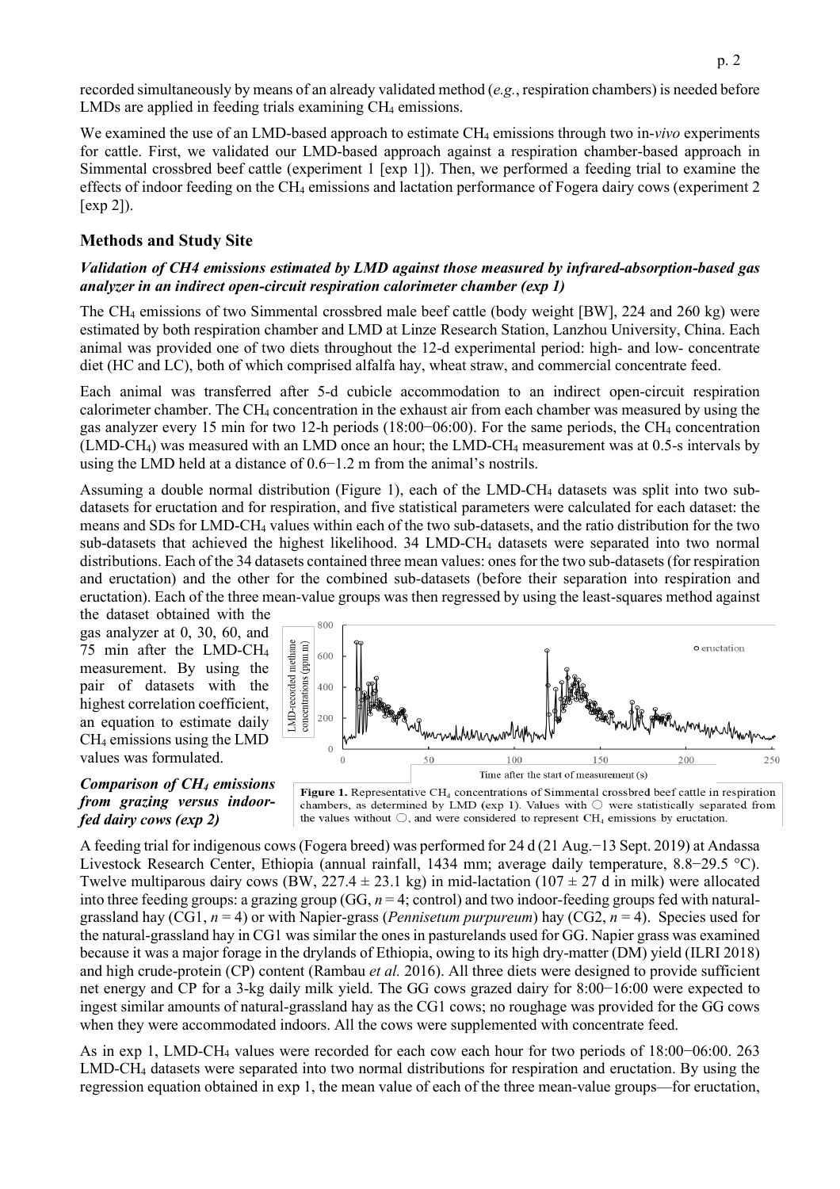recorded simultaneously by means of an already validated method (*e.g.*, respiration chambers) is needed before LMDs are applied in feeding trials examining $CH_4$ emissions.

We examined the use of an LMD-based approach to estimate $CH_4$ emissions through two in-*vivo* experiments for cattle. First, we validated our LMD-based approach against a respiration chamber-based approach in Simmental crossbred beef cattle (experiment 1 [exp 1]). Then, we performed a feeding trial to examine the effects of indoor feeding on the $CH_4$ emissions and lactation performance of Fogera dairy cows (experiment 2 [exp 2]).

## Methods and Study Site

### *Validation of CH4 emissions estimated by LMD against those measured by infrared-absorption-based gas analyzer in an indirect open-circuit respiration calorimeter chamber (exp 1)*

The $CH_4$ emissions of two Simmental crossbred male beef cattle (body weight [BW], 224 and 260 kg) were estimated by both respiration chamber and LMD at Linze Research Station, Lanzhou University, China. Each animal was provided one of two diets throughout the 12-d experimental period: high- and low- concentrate diet (HC and LC), both of which comprised alfalfa hay, wheat straw, and commercial concentrate feed.

Each animal was transferred after 5-d cubicle accommodation to an indirect open-circuit respiration calorimeter chamber. The $CH_4$ concentration in the exhaust air from each chamber was measured by using the gas analyzer every 15 min for two 12-h periods (18:00−06:00). For the same periods, the $CH_4$ concentration (LMD-$CH_4$) was measured with an LMD once an hour; the LMD-$CH_4$ measurement was at 0.5-s intervals by using the LMD held at a distance of 0.6−1.2 m from the animal's nostrils.

Assuming a double normal distribution (Figure 1), each of the LMD-$CH_4$ datasets was split into two sub-datasets for eructation and for respiration, and five statistical parameters were calculated for each dataset: the means and SDs for LMD-$CH_4$ values within each of the two sub-datasets, and the ratio distribution for the two sub-datasets that achieved the highest likelihood. 34 LMD-$CH_4$ datasets were separated into two normal distributions. Each of the 34 datasets contained three mean values: ones for the two sub-datasets (for respiration and eructation) and the other for the combined sub-datasets (before their separation into respiration and eructation). Each of the three mean-value groups was then regressed by using the least-squares method against the dataset obtained with the gas analyzer at 0, 30, 60, and 75 min after the LMD-$CH_4$ measurement. By using the pair of datasets with the highest correlation coefficient, an equation to estimate daily $CH_4$ emissions using the LMD values was formulated.

**Figure 1.** Representative $CH_4$ concentrations of Simmental crossbred beef cattle in respiration chambers, as determined by LMD (exp 1). Values with ○ were statistically separated from the values without ○, and were considered to represent $CH_4$ emissions by eructation.

### *Comparison of $CH_4$ emissions from grazing versus indoor-fed dairy cows (exp 2)*

A feeding trial for indigenous cows (Fogera breed) was performed for 24 d (21 Aug.−13 Sept. 2019) at Andassa Livestock Research Center, Ethiopia (annual rainfall, 1434 mm; average daily temperature, 8.8−29.5 °C). Twelve multiparous dairy cows (BW, 227.4 ± 23.1 kg) in mid-lactation (107 ± 27 d in milk) were allocated into three feeding groups: a grazing group (GG, $n$ = 4; control) and two indoor-feeding groups fed with natural-grassland hay (CG1, $n$ = 4) or with Napier-grass (*Pennisetum purpureum*) hay (CG2, $n$ = 4). Species used for the natural-grassland hay in CG1 was similar the ones in pasturelands used for GG. Napier grass was examined because it was a major forage in the drylands of Ethiopia, owing to its high dry-matter (DM) yield (ILRI 2018) and high crude-protein (CP) content (Rambau *et al.* 2016). All three diets were designed to provide sufficient net energy and CP for a 3-kg daily milk yield. The GG cows grazed dairy for 8:00−16:00 were expected to ingest similar amounts of natural-grassland hay as the CG1 cows; no roughage was provided for the GG cows when they were accommodated indoors. All the cows were supplemented with concentrate feed.

As in exp 1, LMD-$CH_4$ values were recorded for each cow each hour for two periods of 18:00−06:00. 263 LMD-$CH_4$ datasets were separated into two normal distributions for respiration and eructation. By using the regression equation obtained in exp 1, the mean value of each of the three mean-value groups—for eructation,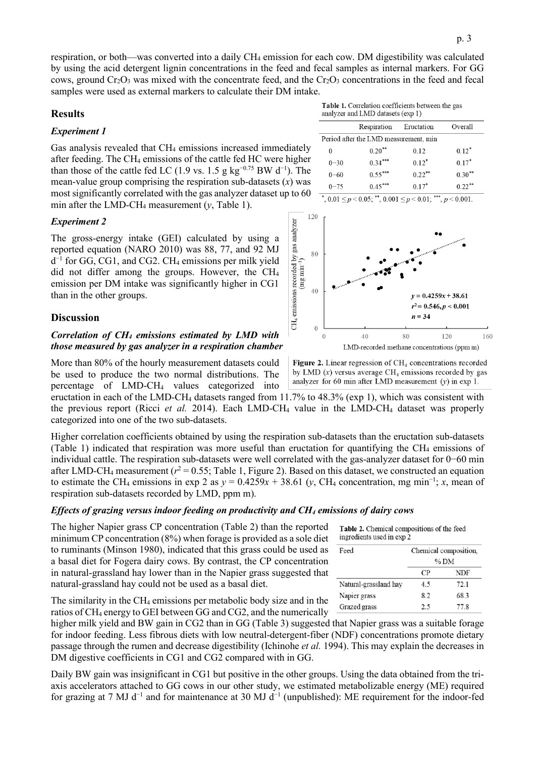respiration, or both—was converted into a daily $CH_4$ emission for each cow. DM digestibility was calculated by using the acid detergent lignin concentrations in the feed and fecal samples as internal markers. For GG cows, ground $Cr_2O_3$ was mixed with the concentrate feed, and the $Cr_2O_3$ concentrations in the feed and fecal samples were used as external markers to calculate their DM intake.

## Results

### *Experiment 1*

Gas analysis revealed that $CH_4$ emissions increased immediately after feeding. The $CH_4$ emissions of the cattle fed HC were higher than those of the cattle fed LC (1.9 vs. 1.5 g $kg^{-0.75}$ BW $d^{-1}$). The mean-value group comprising the respiration sub-datasets ($x$) was most significantly correlated with the gas analyzer dataset up to 60 min after the LMD-$CH_4$ measurement ($y$, Table 1).

**Table 1.** Correlation coefficients between the gas analyzer and LMD datasets (exp 1)

| | Respiration | Eructation | Overall |
|---|---|---|---|
| Period after the LMD measurement, min | | | |
| 0 | 0.20** | 0.12 | 0.12* |
| 0−30 | 0.34*** | 0.12* | 0.17* |
| 0−60 | 0.55*** | 0.22** | 0.30** |
| 0−75 | 0.45*** | 0.17* | 0.22** |

*, $0.01 \le p < 0.05$; **, $0.001 \le p < 0.01$; ***, $p < 0.001$.

### *Experiment 2*

The gross-energy intake (GEI) calculated by using a reported equation (NARO 2010) was 88, 77, and 92 MJ $d^{-1}$ for GG, CG1, and CG2. $CH_4$ emissions per milk yield did not differ among the groups. However, the $CH_4$ emission per DM intake was significantly higher in CG1 than in the other groups.

**Figure 2.** Linear regression of $CH_4$ concentrations recorded by LMD ($x$) versus average $CH_4$ emissions recorded by gas analyzer for 60 min after LMD measurement ($y$) in exp 1.

## Discussion

### *Correlation of $CH_4$ emissions estimated by LMD with those measured by gas analyzer in a respiration chamber*

More than 80% of the hourly measurement datasets could be used to produce the two normal distributions. The percentage of LMD-$CH_4$ values categorized into eructation in each of the LMD-$CH_4$ datasets ranged from 11.7% to 48.3% (exp 1), which was consistent with the previous report (Ricci *et al.* 2014). Each LMD-$CH_4$ value in the LMD-$CH_4$ dataset was properly categorized into one of the two sub-datasets.

Higher correlation coefficients obtained by using the respiration sub-datasets than the eructation sub-datasets (Table 1) indicated that respiration was more useful than eructation for quantifying the $CH_4$ emissions of individual cattle. The respiration sub-datasets were well correlated with the gas-analyzer dataset for 0−60 min after LMD-$CH_4$ measurement ($r^2 = 0.55$; Table 1, Figure 2). Based on this dataset, we constructed an equation to estimate the $CH_4$ emissions in exp 2 as $y = 0.4259x + 38.61$ ($y$, $CH_4$ concentration, mg $min^{-1}$; $x$, mean of respiration sub-datasets recorded by LMD, ppm m).

### *Effects of grazing versus indoor feeding on productivity and $CH_4$ emissions of dairy cows*

The higher Napier grass CP concentration (Table 2) than the reported minimum CP concentration (8%) when forage is provided as a sole diet to ruminants (Minson 1980), indicated that this grass could be used as a basal diet for Fogera dairy cows. By contrast, the CP concentration in natural-grassland hay lower than in the Napier grass suggested that natural-grassland hay could not be used as a basal diet.

**Table 2.** Chemical compositions of the feed ingredients used in exp 2

| Feed | Chemical composition, % DM | |
|---|---|---|
| | CP | NDF |
| Natural-grassland hay | 4.5 | 72.1 |
| Napier grass | 8.2 | 68.3 |
| Grazed grass | 2.5 | 77.8 |

The similarity in the $CH_4$ emissions per metabolic body size and in the ratios of $CH_4$ energy to GEI between GG and CG2, and the numerically higher milk yield and BW gain in CG2 than in GG (Table 3) suggested that Napier grass was a suitable forage for indoor feeding. Less fibrous diets with low neutral-detergent-fiber (NDF) concentrations promote dietary passage through the rumen and decrease digestibility (Ichinohe *et al.* 1994). This may explain the decreases in DM digestive coefficients in CG1 and CG2 compared with in GG.

Daily BW gain was insignificant in CG1 but positive in the other groups. Using the data obtained from the tri-axis accelerators attached to GG cows in our other study, we estimated metabolizable energy (ME) required for grazing at 7 MJ $d^{-1}$ and for maintenance at 30 MJ $d^{-1}$ (unpublished): ME requirement for the indoor-fed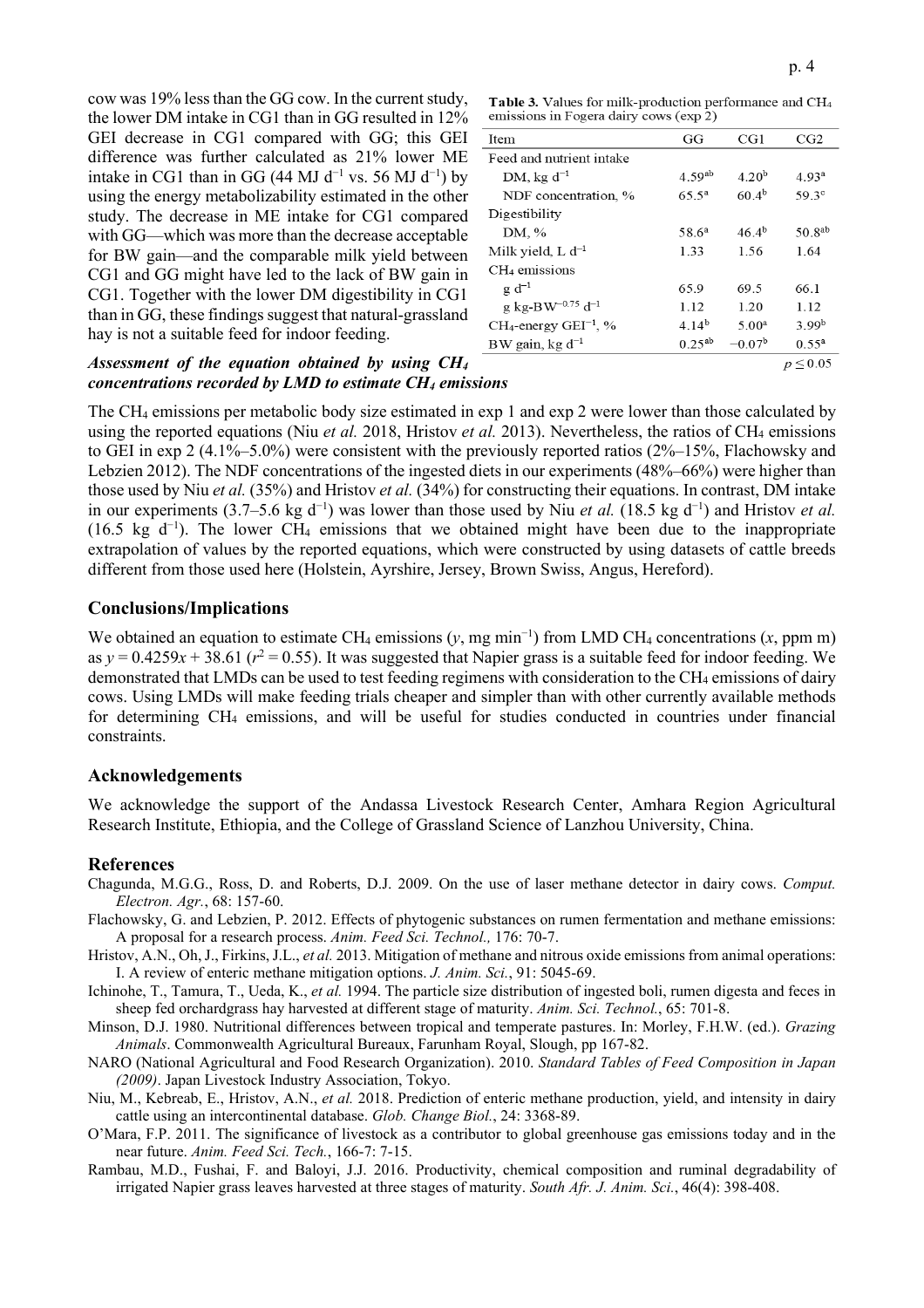cow was 19% less than the GG cow. In the current study, the lower DM intake in CG1 than in GG resulted in 12% GEI decrease in CG1 compared with GG; this GEI difference was further calculated as 21% lower ME intake in CG1 than in GG (44 MJ $d^{-1}$ vs. 56 MJ $d^{-1}$) by using the energy metabolizability estimated in the other study. The decrease in ME intake for CG1 compared with GG—which was more than the decrease acceptable for BW gain—and the comparable milk yield between CG1 and GG might have led to the lack of BW gain in CG1. Together with the lower DM digestibility in CG1 than in GG, these findings suggest that natural-grassland hay is not a suitable feed for indoor feeding.

**Table 3.** Values for milk-production performance and $CH_4$ emissions in Fogera dairy cows (exp 2)

| Item | GG | CG1 | CG2 |
|---|---|---|---|
| Feed and nutrient intake | | | |
| DM, kg $d^{-1}$ | 4.59[ab] | 4.20[b] | 4.93[a] |
| NDF concentration, % | 65.5[a] | 60.4[b] | 59.3[c] |
| Digestibility | | | |
| DM, % | 58.6[a] | 46.4[b] | 50.8[ab] |
| Milk yield, L $d^{-1}$ | 1.33 | 1.56 | 1.64 |
| $CH_4$ emissions | | | |
| g $d^{-1}$ | 65.9 | 69.5 | 66.1 |
| g kg-$BW^{-0.75}$ $d^{-1}$ | 1.12 | 1.20 | 1.12 |
| $CH_4$-energy $GEI^{-1}$, % | 4.14[b] | 5.00[a] | 3.99[b] |
| BW gain, kg $d^{-1}$ | 0.25[ab] | −0.07[b] | 0.55[a] |

$p \leq 0.05$

***Assessment of the equation obtained by using $CH_4$ concentrations recorded by LMD to estimate $CH_4$ emissions***

The $CH_4$ emissions per metabolic body size estimated in exp 1 and exp 2 were lower than those calculated by using the reported equations (Niu *et al.* 2018, Hristov *et al.* 2013). Nevertheless, the ratios of $CH_4$ emissions to GEI in exp 2 (4.1%–5.0%) were consistent with the previously reported ratios (2%–15%, Flachowsky and Lebzien 2012). The NDF concentrations of the ingested diets in our experiments (48%–66%) were higher than those used by Niu *et al.* (35%) and Hristov *et al.* (34%) for constructing their equations. In contrast, DM intake in our experiments (3.7–5.6 kg $d^{-1}$) was lower than those used by Niu *et al.* (18.5 kg $d^{-1}$) and Hristov *et al.* (16.5 kg $d^{-1}$). The lower $CH_4$ emissions that we obtained might have been due to the inappropriate extrapolation of values by the reported equations, which were constructed by using datasets of cattle breeds different from those used here (Holstein, Ayrshire, Jersey, Brown Swiss, Angus, Hereford).

## Conclusions/Implications

We obtained an equation to estimate $CH_4$ emissions ($y$, mg $min^{-1}$) from LMD $CH_4$ concentrations ($x$, ppm m) as $y = 0.4259x + 38.61$ ($r^2 = 0.55$). It was suggested that Napier grass is a suitable feed for indoor feeding. We demonstrated that LMDs can be used to test feeding regimens with consideration to the $CH_4$ emissions of dairy cows. Using LMDs will make feeding trials cheaper and simpler than with other currently available methods for determining $CH_4$ emissions, and will be useful for studies conducted in countries under financial constraints.

## Acknowledgements

We acknowledge the support of the Andassa Livestock Research Center, Amhara Region Agricultural Research Institute, Ethiopia, and the College of Grassland Science of Lanzhou University, China.

## References

Chagunda, M.G.G., Ross, D. and Roberts, D.J. 2009. On the use of laser methane detector in dairy cows. *Comput. Electron. Agr.*, 68: 157-60.

Flachowsky, G. and Lebzien, P. 2012. Effects of phytogenic substances on rumen fermentation and methane emissions: A proposal for a research process. *Anim. Feed Sci. Technol.,* 176: 70-7.

Hristov, A.N., Oh, J., Firkins, J.L., *et al.* 2013. Mitigation of methane and nitrous oxide emissions from animal operations: I. A review of enteric methane mitigation options. *J. Anim. Sci.*, 91: 5045-69.

Ichinohe, T., Tamura, T., Ueda, K., *et al.* 1994. The particle size distribution of ingested boli, rumen digesta and feces in sheep fed orchardgrass hay harvested at different stage of maturity. *Anim. Sci. Technol.*, 65: 701-8.

Minson, D.J. 1980. Nutritional differences between tropical and temperate pastures. In: Morley, F.H.W. (ed.). *Grazing Animals*. Commonwealth Agricultural Bureaux, Farunham Royal, Slough, pp 167-82.

NARO (National Agricultural and Food Research Organization). 2010. *Standard Tables of Feed Composition in Japan (2009)*. Japan Livestock Industry Association, Tokyo.

Niu, M., Kebreab, E., Hristov, A.N., *et al.* 2018. Prediction of enteric methane production, yield, and intensity in dairy cattle using an intercontinental database. *Glob. Change Biol.*, 24: 3368-89.

O'Mara, F.P. 2011. The significance of livestock as a contributor to global greenhouse gas emissions today and in the near future. *Anim. Feed Sci. Tech.*, 166-7: 7-15.

Rambau, M.D., Fushai, F. and Baloyi, J.J. 2016. Productivity, chemical composition and ruminal degradability of irrigated Napier grass leaves harvested at three stages of maturity. *South Afr. J. Anim. Sci.*, 46(4): 398-408.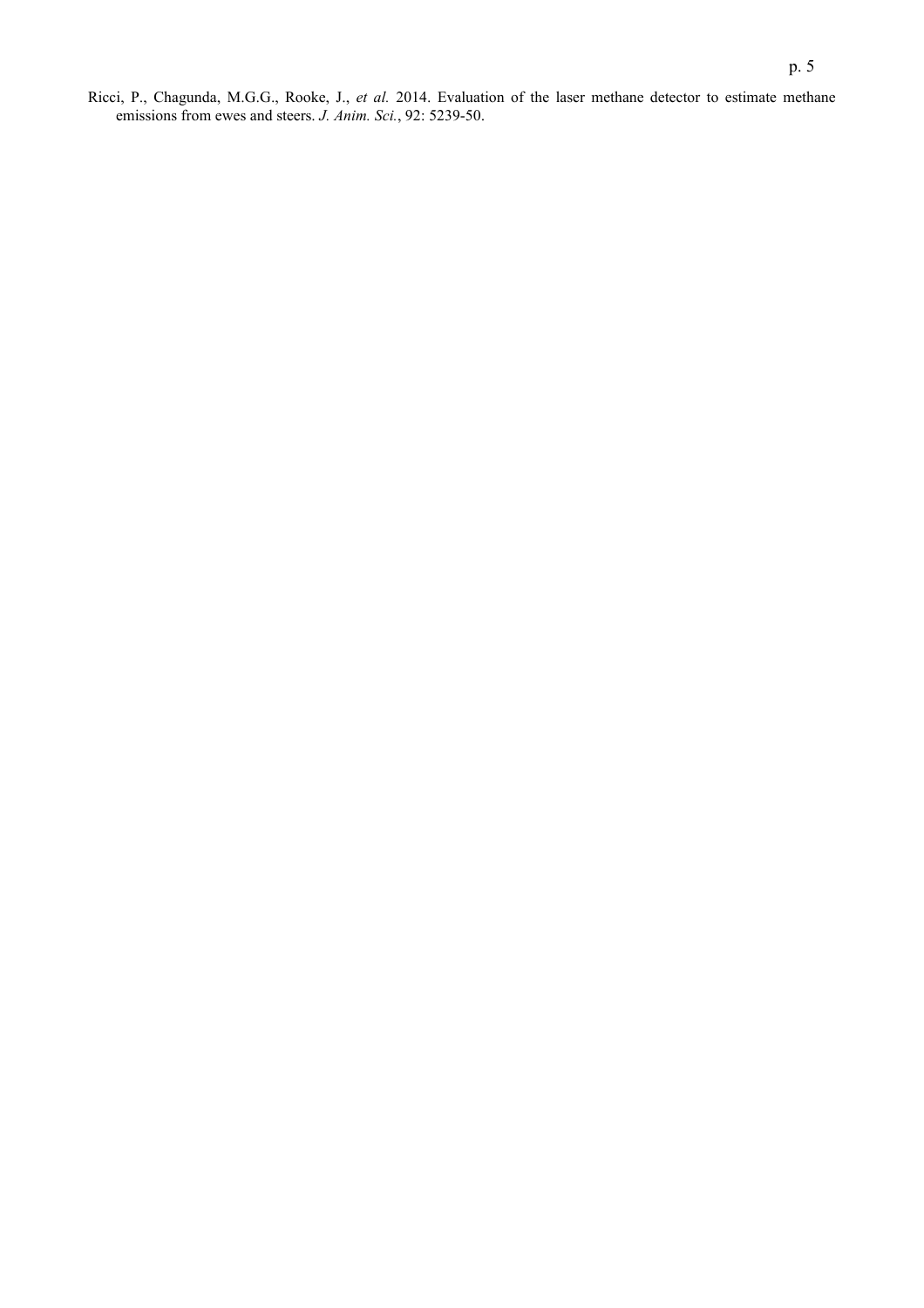Ricci, P., Chagunda, M.G.G., Rooke, J., *et al.* 2014. Evaluation of the laser methane detector to estimate methane emissions from ewes and steers. *J. Anim. Sci.*, 92: 5239-50.